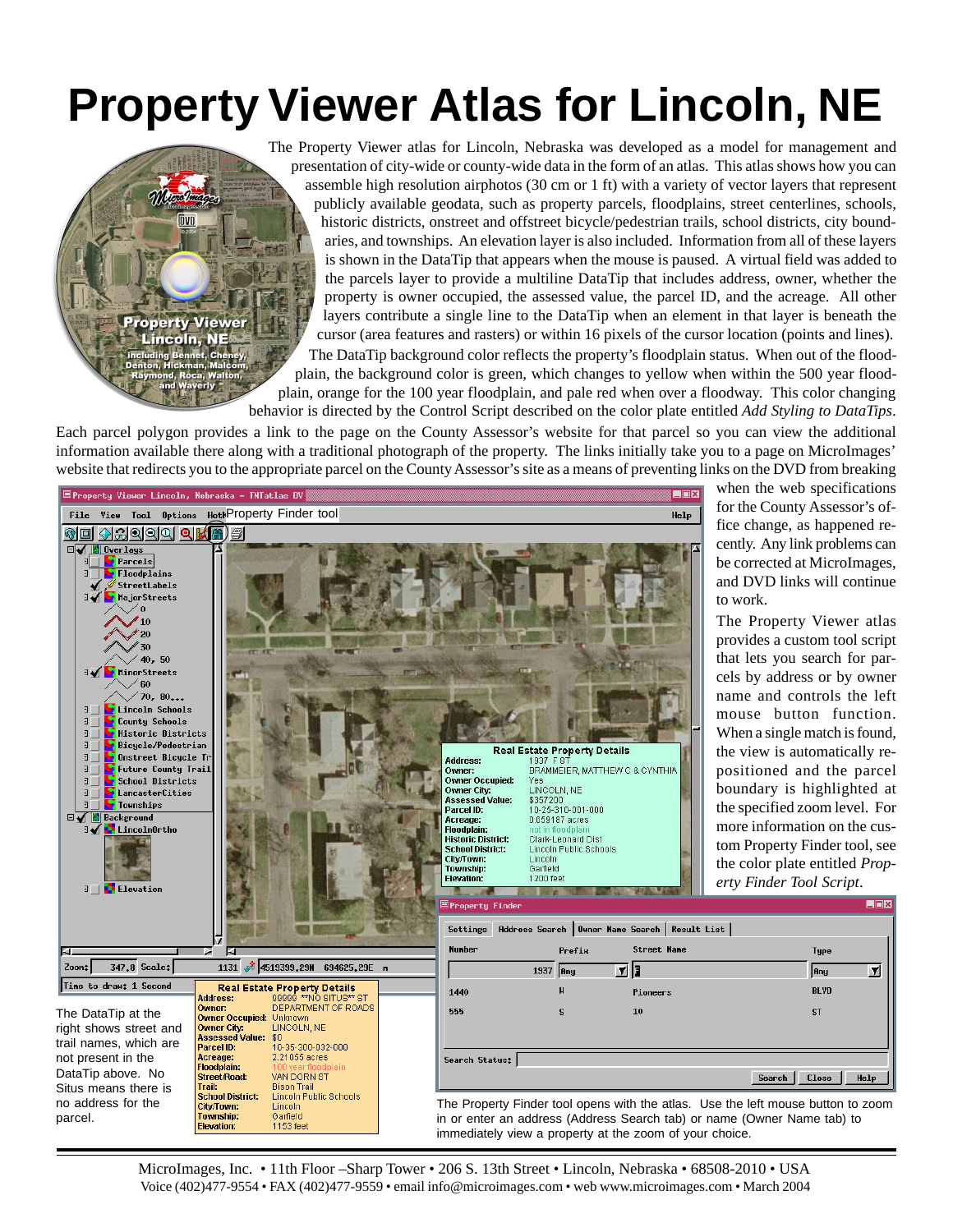# Property Viewer Atlas for Lincoln, NE

The Property Viewer atlas for Lincoln, Nebraska was developed as a model for management and presentation of city-wide or county-wide data in the form of an atlas. This atlas shows how you can assemble high resolution airphotos (30 cm or 1 ft) with a variety of vector layers that represent publicly available geodata, such as property parcels, floodplains, street centerlines, schools, historic districts, onstreet and offstreet bicycle/pedestrian trails, school districts, city boundaries, and townships. An elevation layer is also included. Information from all of these layers is shown in the DataTip that appears when the mouse is paused. A virtual field was added to the parcels layer to provide a multiline DataTip that includes address, owner, whether the property is owner occupied, the assessed value, the parcel ID, and the acreage. All other layers contribute a single line to the DataTip when an element in that layer is beneath the cursor (area features and rasters) or within 16 pixels of the cursor location (points and lines).

The DataTip background color reflects the property's floodplain status. When out of the floodplain, the background color is green, which changes to yellow when within the 500 year floodplain, orange for the 100 year floodplain, and pale red when over a floodway. This color changing behavior is directed by the Control Script described on the color plate entitled *Add Styling to DataTips*.

Each parcel polygon provides a link to the page on the County Assessor's website for that parcel so you can view the additional information available there along with a traditional photograph of the property. The links initially take you to a page on MicroImages' website that redirects you to the appropriate parcel on the County Assessor's site as a means of preventing links on the DVD from breaking when the web specifications for the County Assessor's office change, as happened recently. Any link problems can be corrected at MicroImages, and DVD links will continue to work.

The Property Viewer atlas provides a custom tool script that lets you search for parcels by address or by owner name and controls the left mouse button function. When a single match is found, the view is automatically repositioned and the parcel boundary is highlighted at the specified zoom level. For more information on the custom Property Finder tool, see the color plate entitled *Property Finder Tool Script*.

The DataTip at the right shows street and trail names, which are not present in the DataTip above. No Situs means there is no address for the parcel.

The Property Finder tool opens with the atlas. Use the left mouse button to zoom in or enter an address (Address Search tab) or name (Owner Name tab) to immediately view a property at the zoom of your choice.

MicroImages, Inc. • 11th Floor –Sharp Tower • 206 S. 13th Street • Lincoln, Nebraska • 68508-2010 • USA
Voice (402)477-9554 • FAX (402)477-9559 • email info@microimages.com • web www.microimages.com • March 2004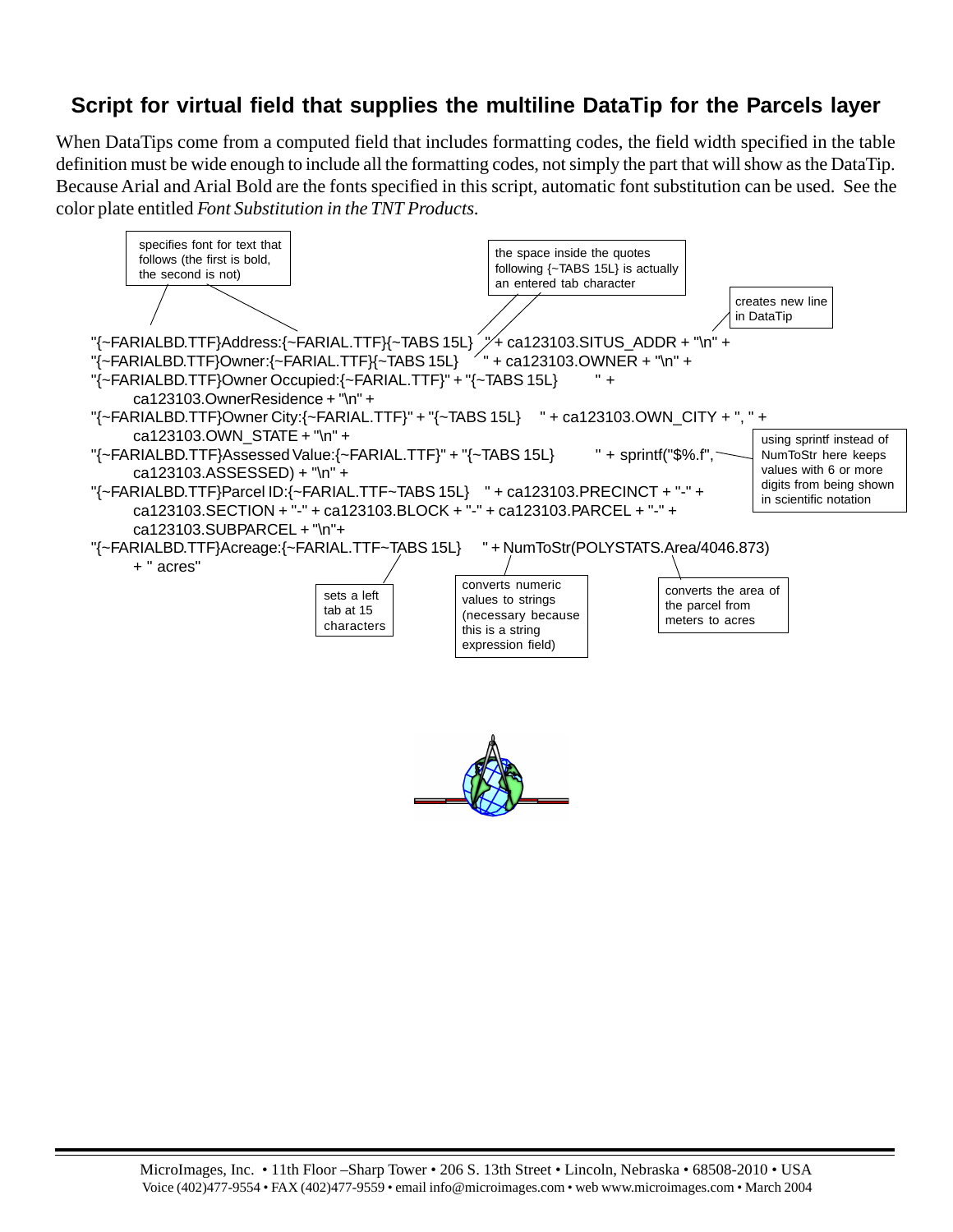## Script for virtual field that supplies the multiline DataTip for the Parcels layer

When DataTips come from a computed field that includes formatting codes, the field width specified in the table definition must be wide enough to include all the formatting codes, not simply the part that will show as the DataTip. Because Arial and Arial Bold are the fonts specified in this script, automatic font substitution can be used. See the color plate entitled *Font Substitution in the TNT Products.*

```
"{~FARIALBD.TTF}Address:{~FARIAL.TTF}{~TABS 15L}   " + ca123103.SITUS_ADDR + "\n" +
"{~FARIALBD.TTF}Owner:{~FARIAL.TTF}{~TABS 15L}   " + ca123103.OWNER + "\n" +
"{~FARIALBD.TTF}Owner Occupied:{~FARIAL.TTF}" + "{~TABS 15L}        " +
      ca123103.OwnerResidence + "\n" +
"{~FARIALBD.TTF}Owner City:{~FARIAL.TTF}" + "{~TABS 15L}    " + ca123103.OWN_CITY + ", " +
      ca123103.OWN_STATE + "\n" +
"{~FARIALBD.TTF}Assessed Value:{~FARIAL.TTF}" + "{~TABS 15L}        " + sprintf("$%.f",
      ca123103.ASSESSED) + "\n" +
"{~FARIALBD.TTF}Parcel ID:{~FARIAL.TTF~TABS 15L}   " + ca123103.PRECINCT + "-" +
      ca123103.SECTION + "-" + ca123103.BLOCK + "-" + ca123103.PARCEL + "-" +
      ca123103.SUBPARCEL + "\n"+
"{~FARIALBD.TTF}Acreage:{~FARIAL.TTF~TABS 15L}    " + NumToStr(POLYSTATS.Area/4046.873)
      + " acres"
```

Annotations:

- specifies font for text that follows (the first is bold, the second is not)
- the space inside the quotes following {~TABS 15L} is actually an entered tab character
- creates new line in DataTip
- using sprintf instead of NumToStr here keeps values with 6 or more digits from being shown in scientific notation
- sets a left tab at 15 characters
- converts numeric values to strings (necessary because this is a string expression field)
- converts the area of the parcel from meters to acres

MicroImages, Inc. • 11th Floor –Sharp Tower • 206 S. 13th Street • Lincoln, Nebraska • 68508-2010 • USA
Voice (402)477-9554 • FAX (402)477-9559 • email info@microimages.com • web www.microimages.com • March 2004